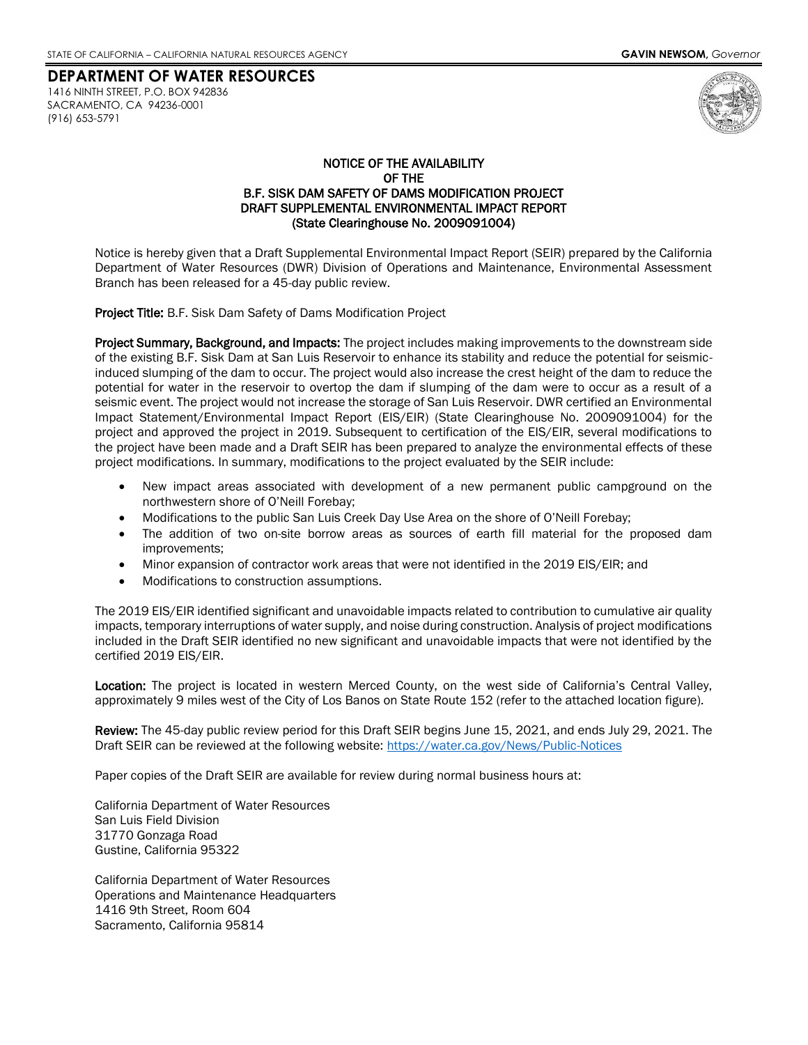STATE OF CALIFORNIA – CALIFORNIA NATURAL RESOURCES AGENCY **GAVIN NEWSOM,** *Governor*

# DEPARTMENT OF WATER RESOURCES

1416 NINTH STREET, P.O. BOX 942836
SACRAMENTO, CA 94236-0001
(916) 653-5791

## NOTICE OF THE AVAILABILITY OF THE B.F. SISK DAM SAFETY OF DAMS MODIFICATION PROJECT DRAFT SUPPLEMENTAL ENVIRONMENTAL IMPACT REPORT (State Clearinghouse No. 2009091004)

Notice is hereby given that a Draft Supplemental Environmental Impact Report (SEIR) prepared by the California Department of Water Resources (DWR) Division of Operations and Maintenance, Environmental Assessment Branch has been released for a 45-day public review.

**Project Title:** B.F. Sisk Dam Safety of Dams Modification Project

**Project Summary, Background, and Impacts:** The project includes making improvements to the downstream side of the existing B.F. Sisk Dam at San Luis Reservoir to enhance its stability and reduce the potential for seismic-induced slumping of the dam to occur. The project would also increase the crest height of the dam to reduce the potential for water in the reservoir to overtop the dam if slumping of the dam were to occur as a result of a seismic event. The project would not increase the storage of San Luis Reservoir. DWR certified an Environmental Impact Statement/Environmental Impact Report (EIS/EIR) (State Clearinghouse No. 2009091004) for the project and approved the project in 2019. Subsequent to certification of the EIS/EIR, several modifications to the project have been made and a Draft SEIR has been prepared to analyze the environmental effects of these project modifications. In summary, modifications to the project evaluated by the SEIR include:

- New impact areas associated with development of a new permanent public campground on the northwestern shore of O'Neill Forebay;
- Modifications to the public San Luis Creek Day Use Area on the shore of O'Neill Forebay;
- The addition of two on-site borrow areas as sources of earth fill material for the proposed dam improvements;
- Minor expansion of contractor work areas that were not identified in the 2019 EIS/EIR; and
- Modifications to construction assumptions.

The 2019 EIS/EIR identified significant and unavoidable impacts related to contribution to cumulative air quality impacts, temporary interruptions of water supply, and noise during construction. Analysis of project modifications included in the Draft SEIR identified no new significant and unavoidable impacts that were not identified by the certified 2019 EIS/EIR.

**Location:** The project is located in western Merced County, on the west side of California's Central Valley, approximately 9 miles west of the City of Los Banos on State Route 152 (refer to the attached location figure).

**Review:** The 45-day public review period for this Draft SEIR begins June 15, 2021, and ends July 29, 2021. The Draft SEIR can be reviewed at the following website: https://water.ca.gov/News/Public-Notices

Paper copies of the Draft SEIR are available for review during normal business hours at:

California Department of Water Resources
San Luis Field Division
31770 Gonzaga Road
Gustine, California 95322

California Department of Water Resources
Operations and Maintenance Headquarters
1416 9th Street, Room 604
Sacramento, California 95814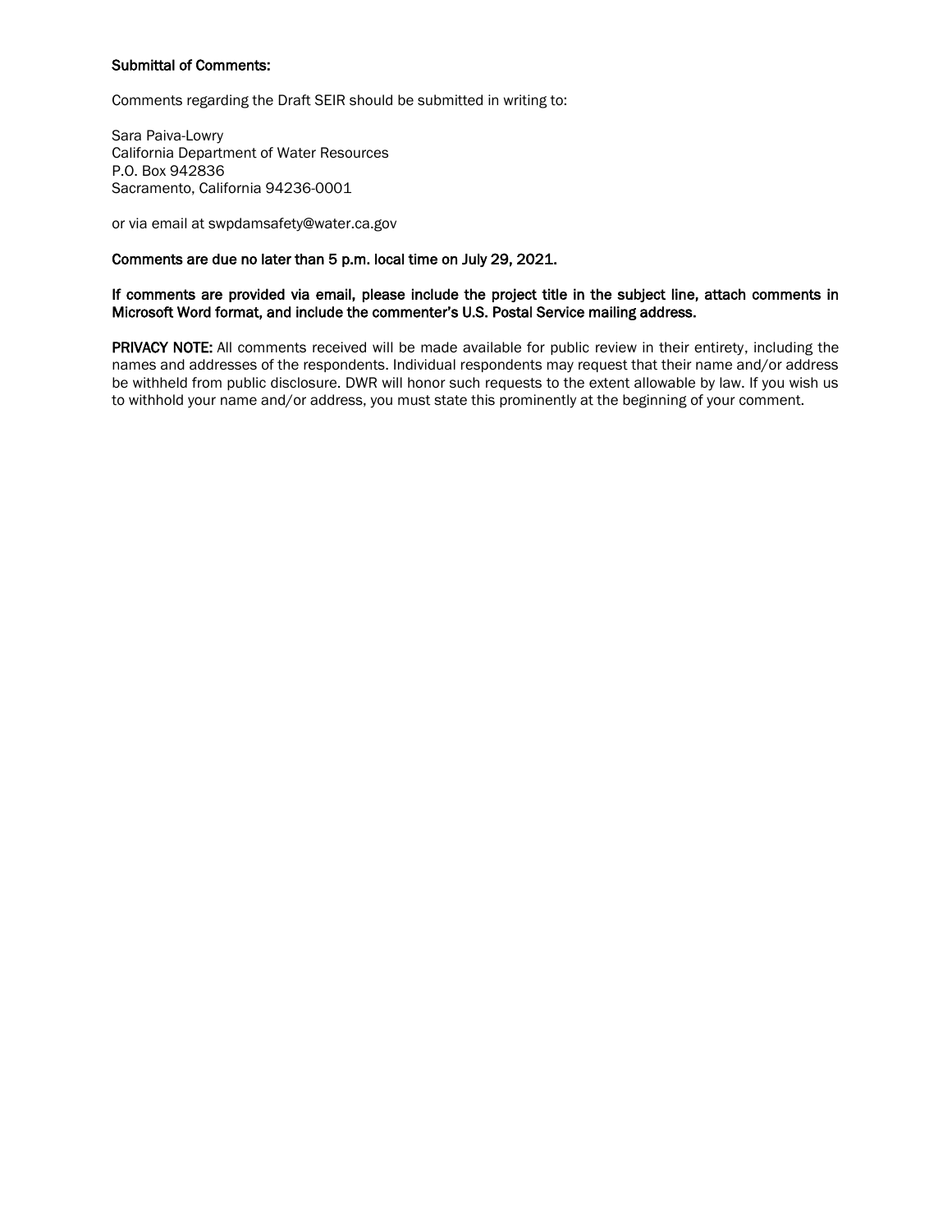**Submittal of Comments:**

Comments regarding the Draft SEIR should be submitted in writing to:

Sara Paiva-Lowry
California Department of Water Resources
P.O. Box 942836
Sacramento, California 94236-0001

or via email at swpdamsafety@water.ca.gov

**Comments are due no later than 5 p.m. local time on July 29, 2021.**

**If comments are provided via email, please include the project title in the subject line, attach comments in Microsoft Word format, and include the commenter's U.S. Postal Service mailing address.**

**PRIVACY NOTE:** All comments received will be made available for public review in their entirety, including the names and addresses of the respondents. Individual respondents may request that their name and/or address be withheld from public disclosure. DWR will honor such requests to the extent allowable by law. If you wish us to withhold your name and/or address, you must state this prominently at the beginning of your comment.